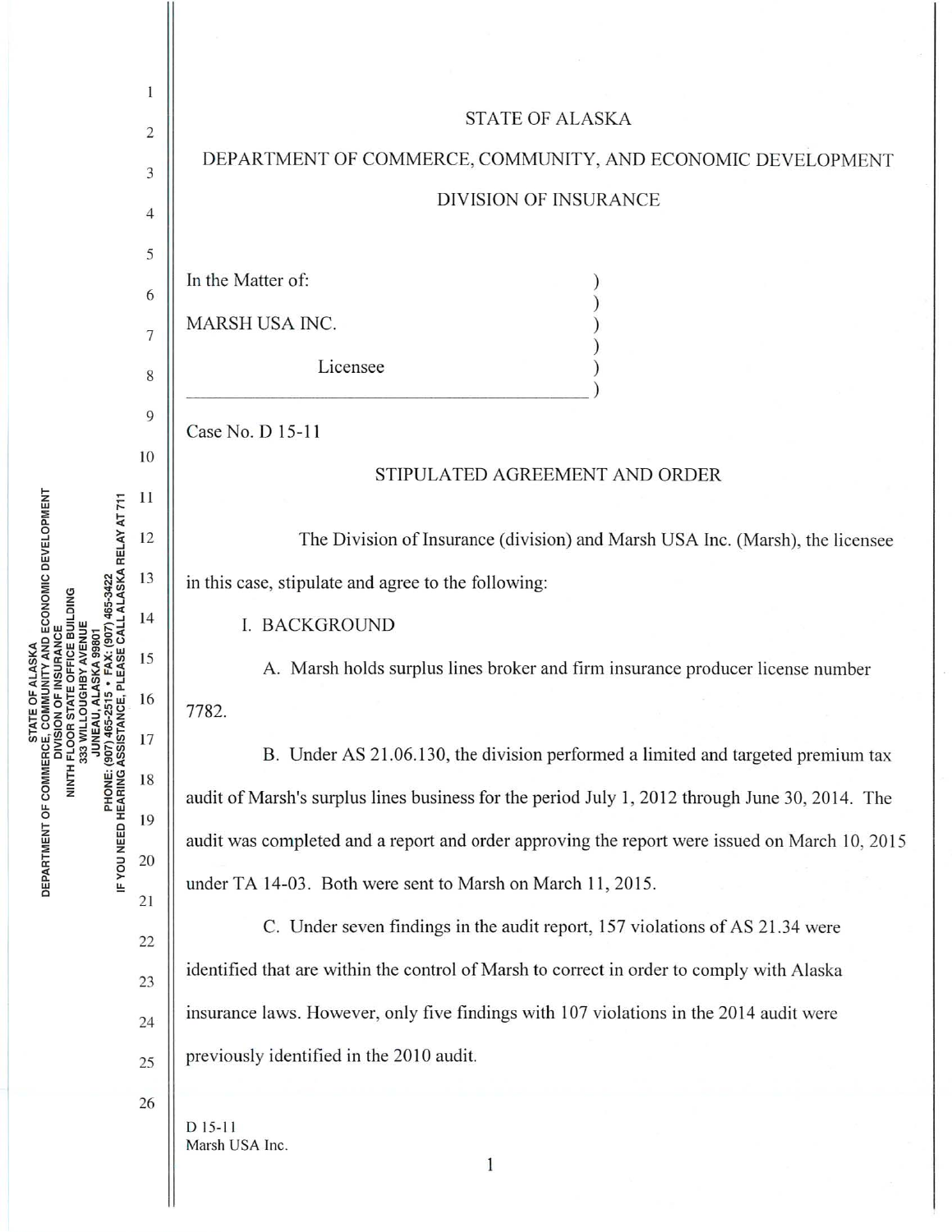STATE OF ALASKA

DEPARTMENT OF COMMERCE, COMMUNITY, AND ECONOMIC DEVELOPMENT

DIVISION OF INSURANCE

In the Matter of:

MARSH USA INC.

Licensee

Case No. D 15-11

## STIPULATED AGREEMENT AND ORDER

The Division of Insurance (division) and Marsh USA Inc. (Marsh), the licensee in this case, stipulate and agree to the following:

I. BACKGROUND

A. Marsh holds surplus lines broker and firm insurance producer license number 7782.

B. Under AS 21.06.130, the division performed a limited and targeted premium tax audit of Marsh's surplus lines business for the period July 1, 2012 through June 30, 2014. The audit was completed and a report and order approving the report were issued on March 10, 2015 under TA 14-03. Both were sent to Marsh on March 11, 2015.

C. Under seven findings in the audit report, 157 violations of AS 21.34 were identified that are within the control of Marsh to correct in order to comply with Alaska insurance laws. However, only five findings with 107 violations in the 2014 audit were previously identified in the 2010 audit.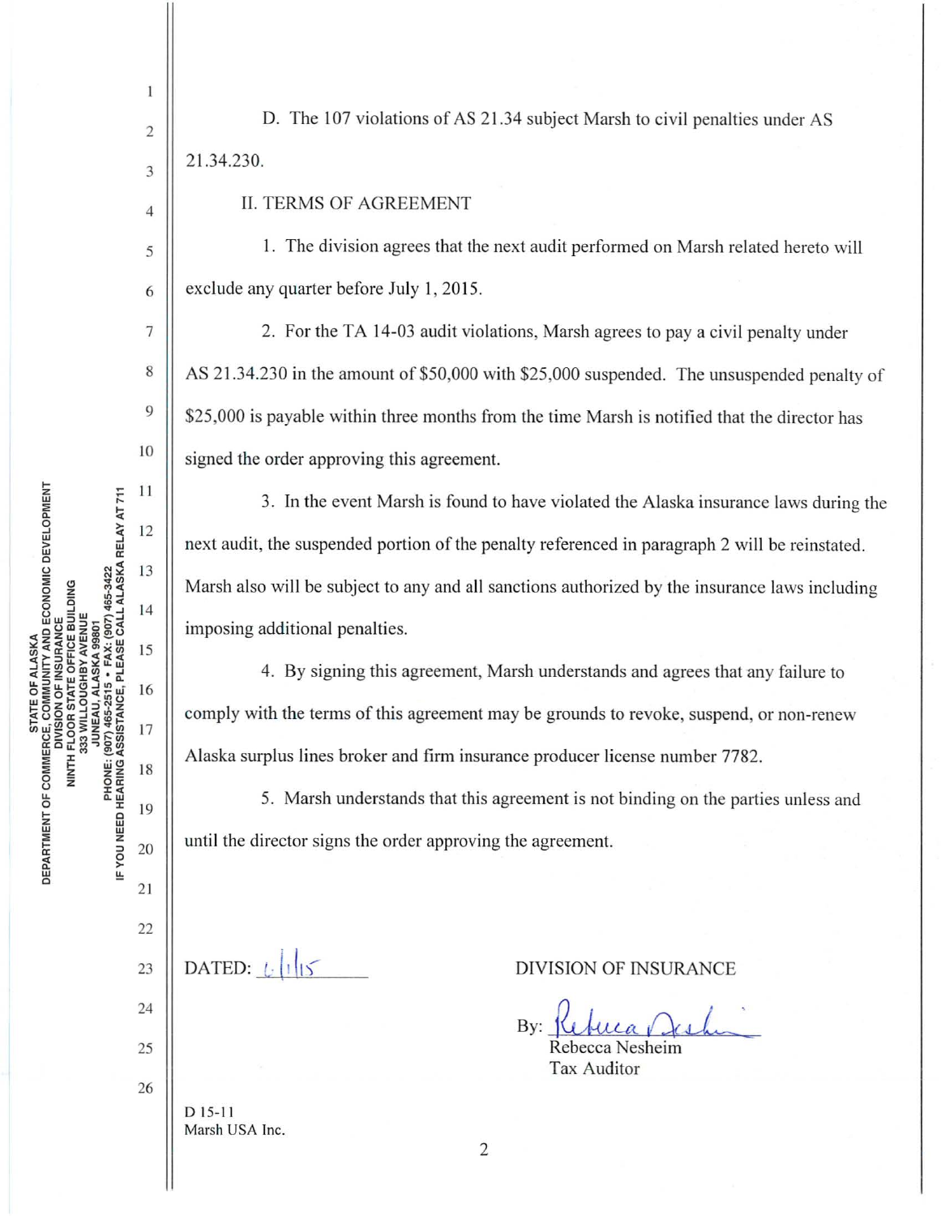D. The 107 violations of AS 21.34 subject Marsh to civil penalties under AS 21.34.230.

II. TERMS OF AGREEMENT

1. The division agrees that the next audit performed on Marsh related hereto will exclude any quarter before July 1, 2015.

2. For the TA 14-03 audit violations, Marsh agrees to pay a civil penalty under AS 21.34.230 in the amount of $50,000 with $25,000 suspended. The unsuspended penalty of $25,000 is payable within three months from the time Marsh is notified that the director has signed the order approving this agreement.

3. In the event Marsh is found to have violated the Alaska insurance laws during the next audit, the suspended portion of the penalty referenced in paragraph 2 will be reinstated. Marsh also will be subject to any and all sanctions authorized by the insurance laws including imposing additional penalties.

4. By signing this agreement, Marsh understands and agrees that any failure to comply with the terms of this agreement may be grounds to revoke, suspend, or non-renew Alaska surplus lines broker and firm insurance producer license number 7782.

5. Marsh understands that this agreement is not binding on the parties unless and until the director signs the order approving the agreement.

DATED: 6/1/15

DIVISION OF INSURANCE

By: Rebecca Nesheim
Rebecca Nesheim
Tax Auditor

D 15-11
Marsh USA Inc.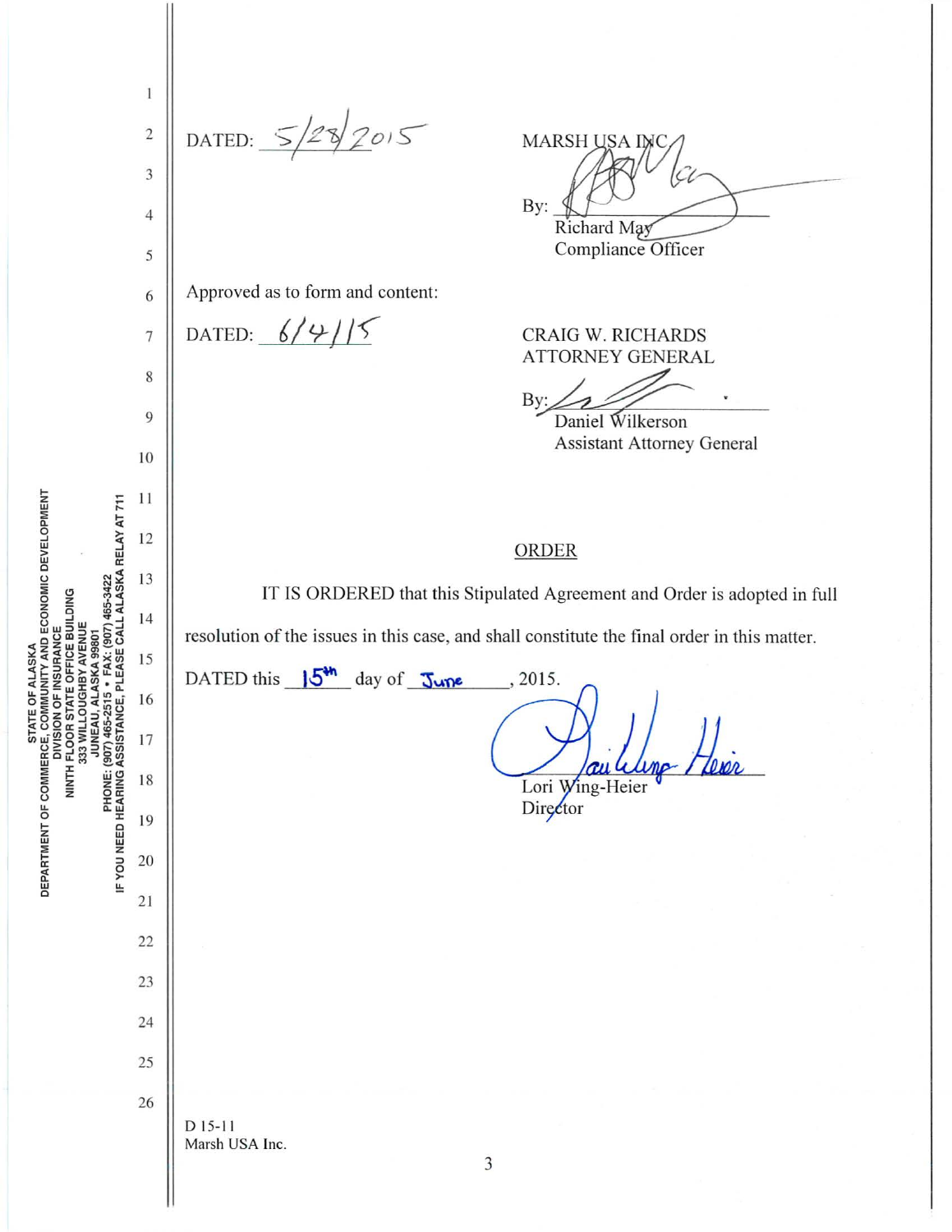DATED: 5/28/2015

MARSH USA INC.

By: ______________________
Richard May
Compliance Officer

Approved as to form and content:

DATED: 6/4/15

CRAIG W. RICHARDS
ATTORNEY GENERAL

By: ______________________
Daniel Wilkerson
Assistant Attorney General

## ORDER

IT IS ORDERED that this Stipulated Agreement and Order is adopted in full resolution of the issues in this case, and shall constitute the final order in this matter.

DATED this 15th day of June, 2015.

______________________
Lori Wing-Heier
Director

D 15-11
Marsh USA Inc.